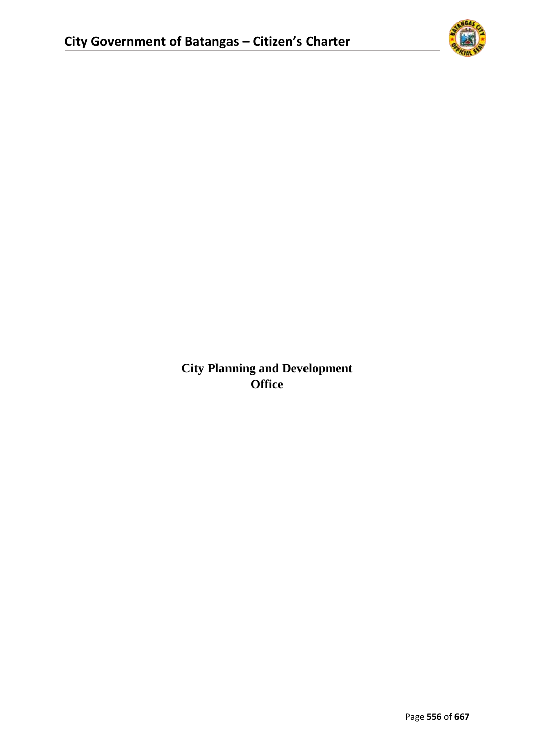# City Planning and Development Office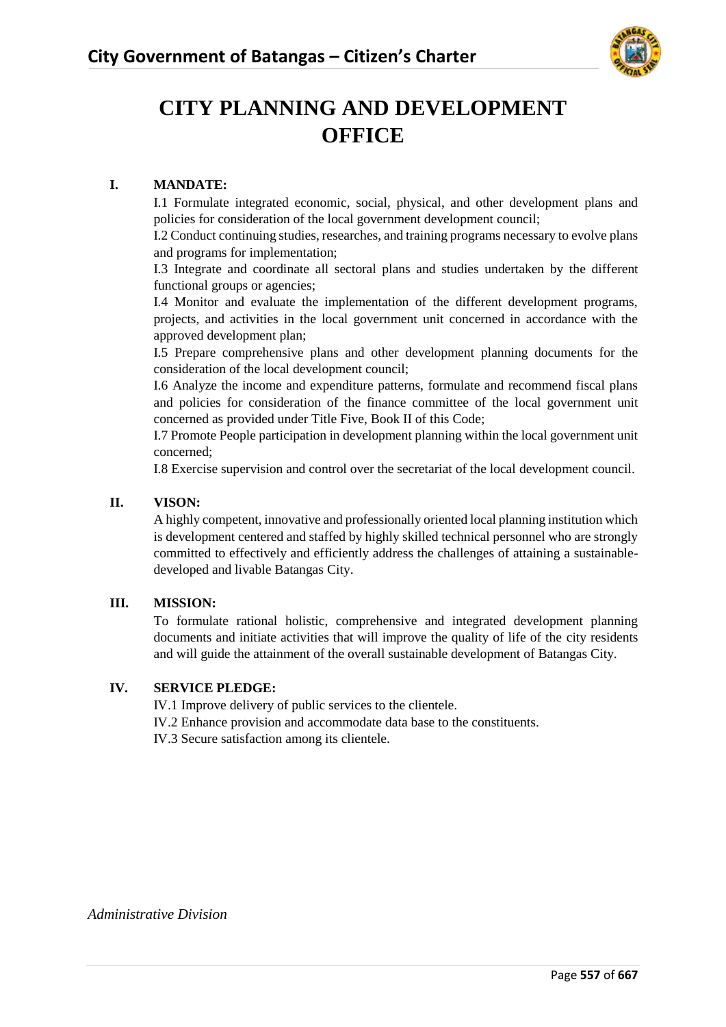# CITY PLANNING AND DEVELOPMENT OFFICE

## I. MANDATE:

I.1 Formulate integrated economic, social, physical, and other development plans and policies for consideration of the local government development council;

I.2 Conduct continuing studies, researches, and training programs necessary to evolve plans and programs for implementation;

I.3 Integrate and coordinate all sectoral plans and studies undertaken by the different functional groups or agencies;

I.4 Monitor and evaluate the implementation of the different development programs, projects, and activities in the local government unit concerned in accordance with the approved development plan;

I.5 Prepare comprehensive plans and other development planning documents for the consideration of the local development council;

I.6 Analyze the income and expenditure patterns, formulate and recommend fiscal plans and policies for consideration of the finance committee of the local government unit concerned as provided under Title Five, Book II of this Code;

I.7 Promote People participation in development planning within the local government unit concerned;

I.8 Exercise supervision and control over the secretariat of the local development council.

## II. VISON:

A highly competent, innovative and professionally oriented local planning institution which is development centered and staffed by highly skilled technical personnel who are strongly committed to effectively and efficiently address the challenges of attaining a sustainable-developed and livable Batangas City.

## III. MISSION:

To formulate rational holistic, comprehensive and integrated development planning documents and initiate activities that will improve the quality of life of the city residents and will guide the attainment of the overall sustainable development of Batangas City.

## IV. SERVICE PLEDGE:

IV.1 Improve delivery of public services to the clientele.

IV.2 Enhance provision and accommodate data base to the constituents.

IV.3 Secure satisfaction among its clientele.

*Administrative Division*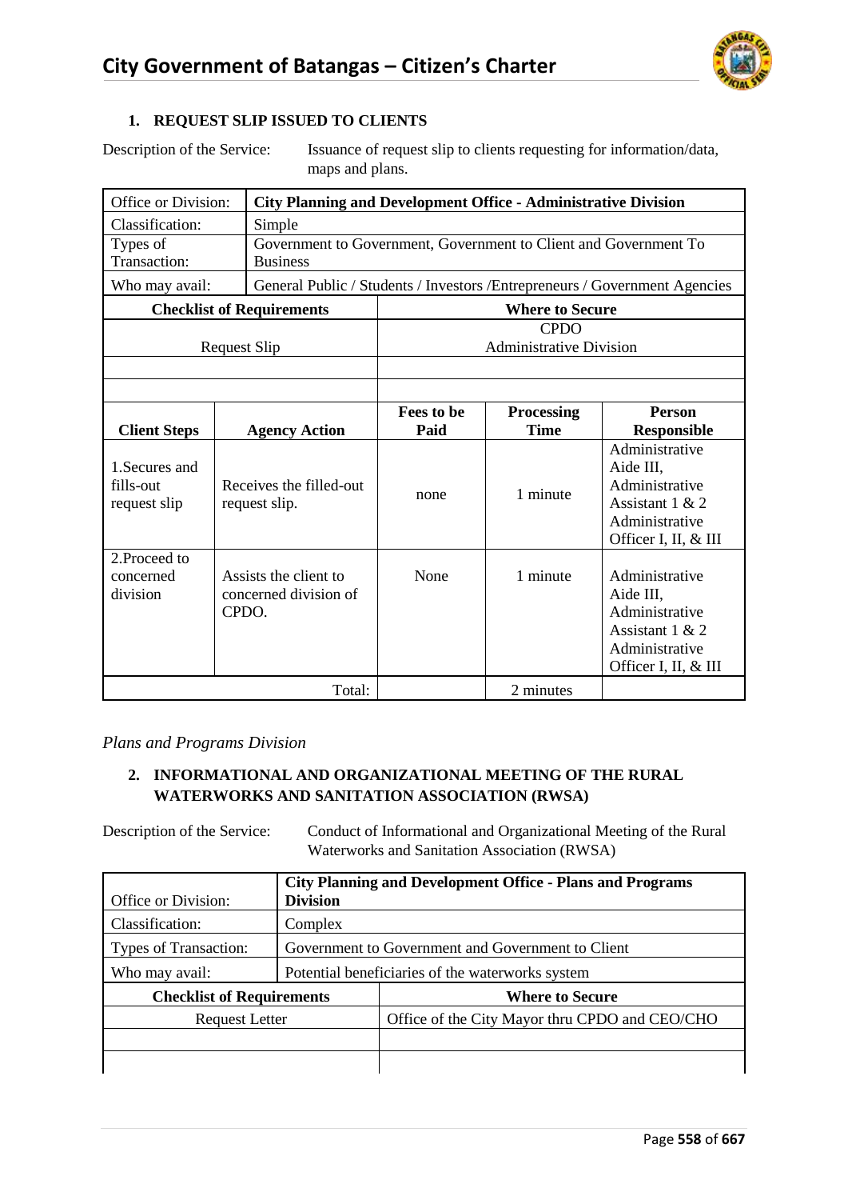## 1. REQUEST SLIP ISSUED TO CLIENTS

Description of the Service: Issuance of request slip to clients requesting for information/data, maps and plans.

| Office or Division: | **City Planning and Development Office - Administrative Division** | | | |
|---|---|---|---|---|
| Classification: | Simple | | | |
| Types of Transaction: | Government to Government, Government to Client and Government To Business | | | |
| Who may avail: | General Public / Students / Investors /Entrepreneurs / Government Agencies | | | |
| **Checklist of Requirements** | | **Where to Secure** | | |
| Request Slip | | CPDO Administrative Division | | |
| | | | | |
| | | | | |
| **Client Steps** | **Agency Action** | **Fees to be Paid** | **Processing Time** | **Person Responsible** |
| 1.Secures and fills-out request slip | Receives the filled-out request slip. | none | 1 minute | Administrative Aide III, Administrative Assistant 1 & 2 Administrative Officer I, II, & III |
| 2.Proceed to concerned division | Assists the client to concerned division of CPDO. | None | 1 minute | Administrative Aide III, Administrative Assistant 1 & 2 Administrative Officer I, II, & III |
| | Total: | | 2 minutes | |

*Plans and Programs Division*

## 2. INFORMATIONAL AND ORGANIZATIONAL MEETING OF THE RURAL WATERWORKS AND SANITATION ASSOCIATION (RWSA)

Description of the Service: Conduct of Informational and Organizational Meeting of the Rural Waterworks and Sanitation Association (RWSA)

| Office or Division: | **City Planning and Development Office - Plans and Programs Division** |
|---|---|
| Classification: | Complex |
| Types of Transaction: | Government to Government and Government to Client |
| Who may avail: | Potential beneficiaries of the waterworks system |
| **Checklist of Requirements** | **Where to Secure** |
| Request Letter | Office of the City Mayor thru CPDO and CEO/CHO |
| | |
| | |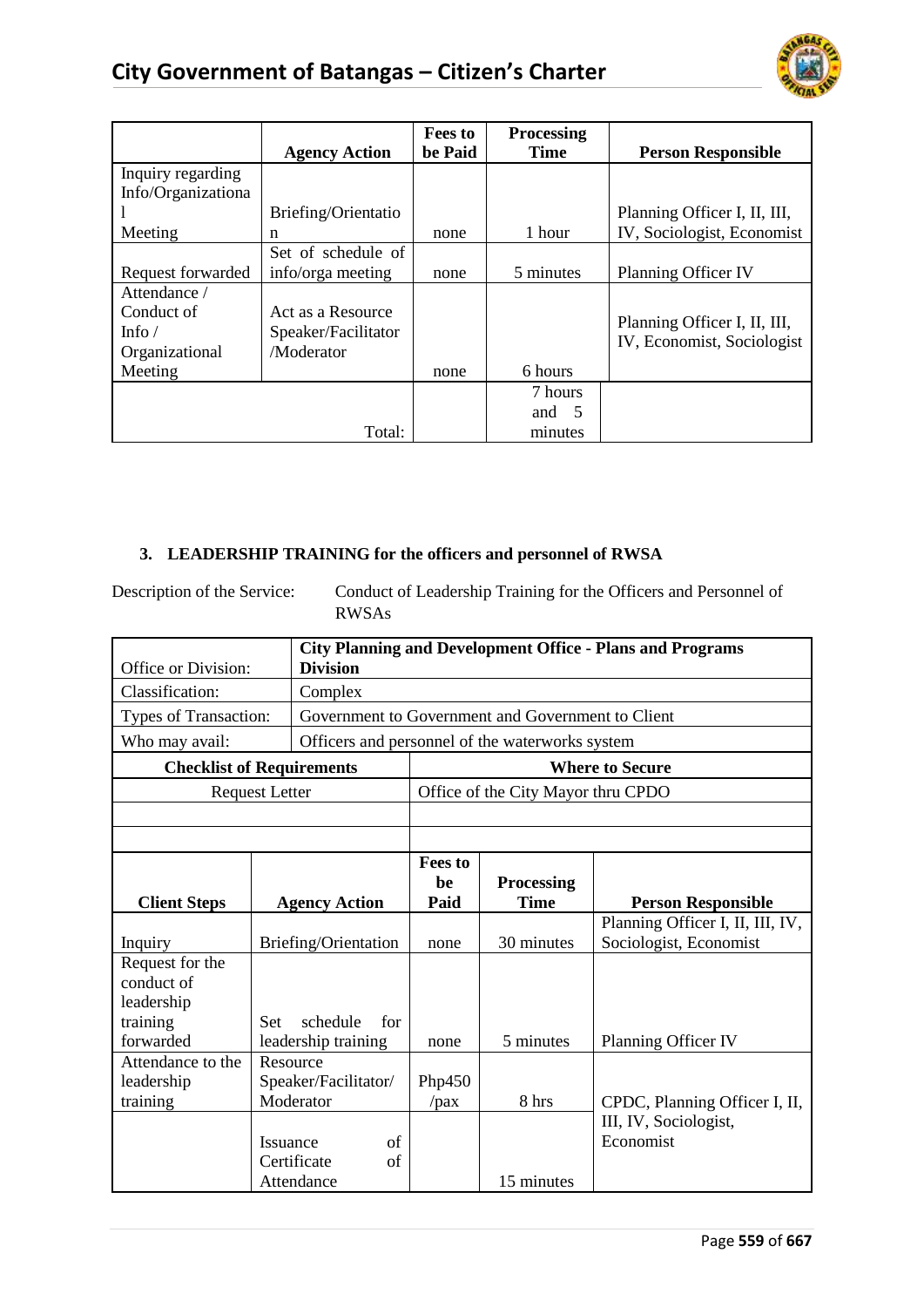| | Agency Action | Fees to be Paid | Processing Time | Person Responsible |
|---|---|---|---|---|
| Inquiry regarding Info/Organizational Meeting | Briefing/Orientation | none | 1 hour | Planning Officer I, II, III, IV, Sociologist, Economist |
| Request forwarded | Set of schedule of info/orga meeting | none | 5 minutes | Planning Officer IV |
| Attendance / Conduct of Info / Organizational Meeting | Act as a Resource Speaker/Facilitator /Moderator | none | 6 hours | Planning Officer I, II, III, IV, Economist, Sociologist |
| | Total: | | 7 hours and 5 minutes | |

### 3. LEADERSHIP TRAINING for the officers and personnel of RWSA

Description of the Service: Conduct of Leadership Training for the Officers and Personnel of RWSAs

| | |
|---|---|
| Office or Division: | **City Planning and Development Office - Plans and Programs Division** |
| Classification: | Complex |
| Types of Transaction: | Government to Government and Government to Client |
| Who may avail: | Officers and personnel of the waterworks system |

| Checklist of Requirements | Where to Secure |
|---|---|
| Request Letter | Office of the City Mayor thru CPDO |
| | |
| | |

| Client Steps | Agency Action | Fees to be Paid | Processing Time | Person Responsible |
|---|---|---|---|---|
| Inquiry | Briefing/Orientation | none | 30 minutes | Planning Officer I, II, III, IV, Sociologist, Economist |
| Request for the conduct of leadership training forwarded | Set schedule for leadership training | none | 5 minutes | Planning Officer IV |
| Attendance to the leadership training | Resource Speaker/Facilitator/ Moderator | Php450 /pax | 8 hrs | CPDC, Planning Officer I, II, III, IV, Sociologist, Economist |
| | Issuance of Certificate of Attendance | | 15 minutes | |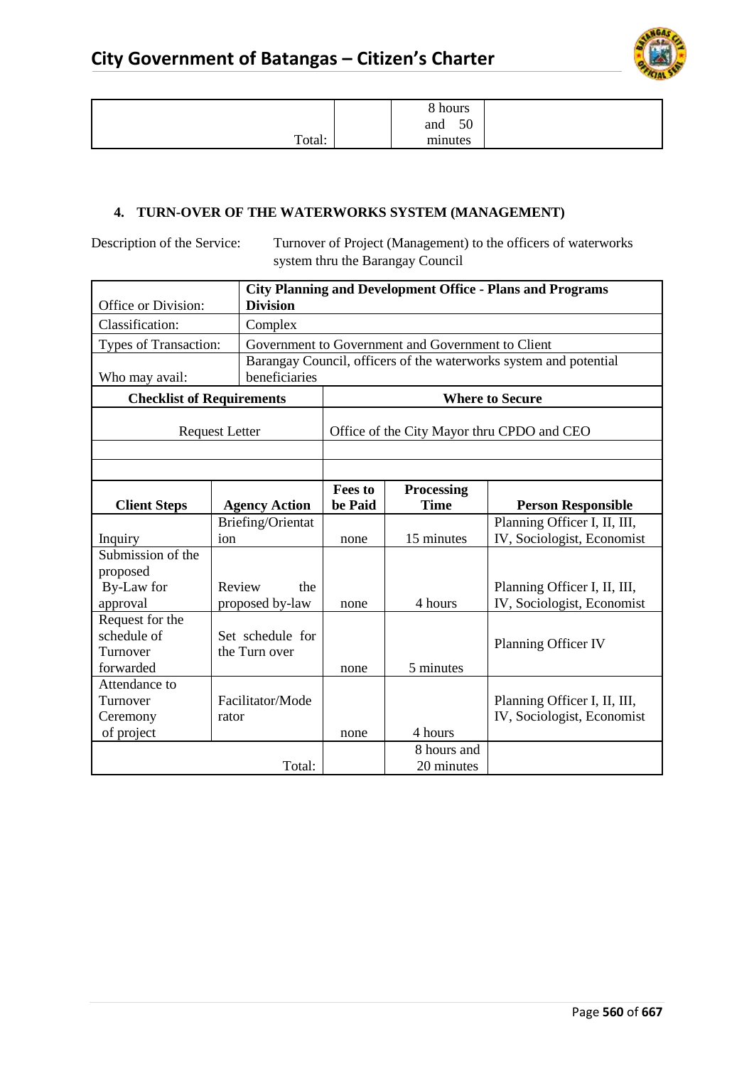| | | | |
|---|---|---|---|
| Total: | | 8 hours and 50 minutes | |

### 4. TURN-OVER OF THE WATERWORKS SYSTEM (MANAGEMENT)

Description of the Service: Turnover of Project (Management) to the officers of waterworks system thru the Barangay Council

| | |
|---|---|
| Office or Division: | **City Planning and Development Office - Plans and Programs Division** |
| Classification: | Complex |
| Types of Transaction: | Government to Government and Government to Client |
| Who may avail: | Barangay Council, officers of the waterworks system and potential beneficiaries |

| Checklist of Requirements | Where to Secure |
|---|---|
| Request Letter | Office of the City Mayor thru CPDO and CEO |
| | |
| | |

| Client Steps | Agency Action | Fees to be Paid | Processing Time | Person Responsible |
|---|---|---|---|---|
| Inquiry | Briefing/Orientation | none | 15 minutes | Planning Officer I, II, III, IV, Sociologist, Economist |
| Submission of the proposed By-Law for approval | Review the proposed by-law | none | 4 hours | Planning Officer I, II, III, IV, Sociologist, Economist |
| Request for the schedule of Turnover forwarded | Set schedule for the Turn over | none | 5 minutes | Planning Officer IV |
| Attendance to Turnover Ceremony of project | Facilitator/Moderator | none | 4 hours | Planning Officer I, II, III, IV, Sociologist, Economist |
| Total: | | | 8 hours and 20 minutes | |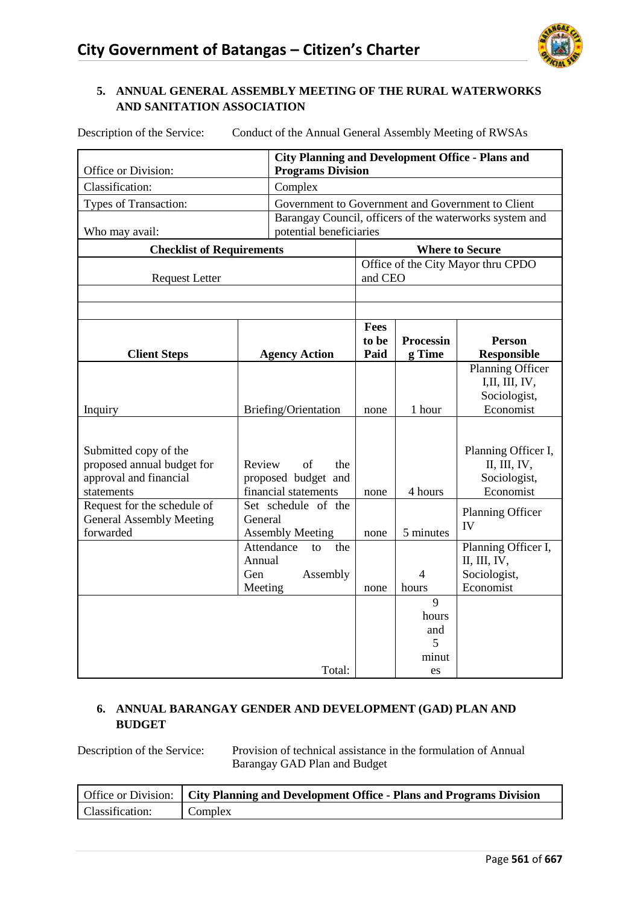## 5. ANNUAL GENERAL ASSEMBLY MEETING OF THE RURAL WATERWORKS AND SANITATION ASSOCIATION

Description of the Service: Conduct of the Annual General Assembly Meeting of RWSAs

| | |
|---|---|
| Office or Division: | **City Planning and Development Office - Plans and Programs Division** |
| Classification: | Complex |
| Types of Transaction: | Government to Government and Government to Client |
| Who may avail: | Barangay Council, officers of the waterworks system and potential beneficiaries |

| Checklist of Requirements | Where to Secure |
|---|---|
| Request Letter | Office of the City Mayor thru CPDO and CEO |
| | |
| | |

| Client Steps | Agency Action | Fees to be Paid | Processing Time | Person Responsible |
|---|---|---|---|---|
| Inquiry | Briefing/Orientation | none | 1 hour | Planning Officer I,II, III, IV, Sociologist, Economist |
| Submitted copy of the proposed annual budget for approval and financial statements | Review of the proposed budget and financial statements | none | 4 hours | Planning Officer I, II, III, IV, Sociologist, Economist |
| Request for the schedule of General Assembly Meeting forwarded | Set schedule of the General Assembly Meeting | none | 5 minutes | Planning Officer IV |
| | Attendance to the Annual Gen Assembly Meeting | none | 4 hours | Planning Officer I, II, III, IV, Sociologist, Economist |
| | Total: | | 9 hours and 5 minutes | |

## 6. ANNUAL BARANGAY GENDER AND DEVELOPMENT (GAD) PLAN AND BUDGET

Description of the Service: Provision of technical assistance in the formulation of Annual Barangay GAD Plan and Budget

| | |
|---|---|
| Office or Division: | **City Planning and Development Office - Plans and Programs Division** |
| Classification: | Complex |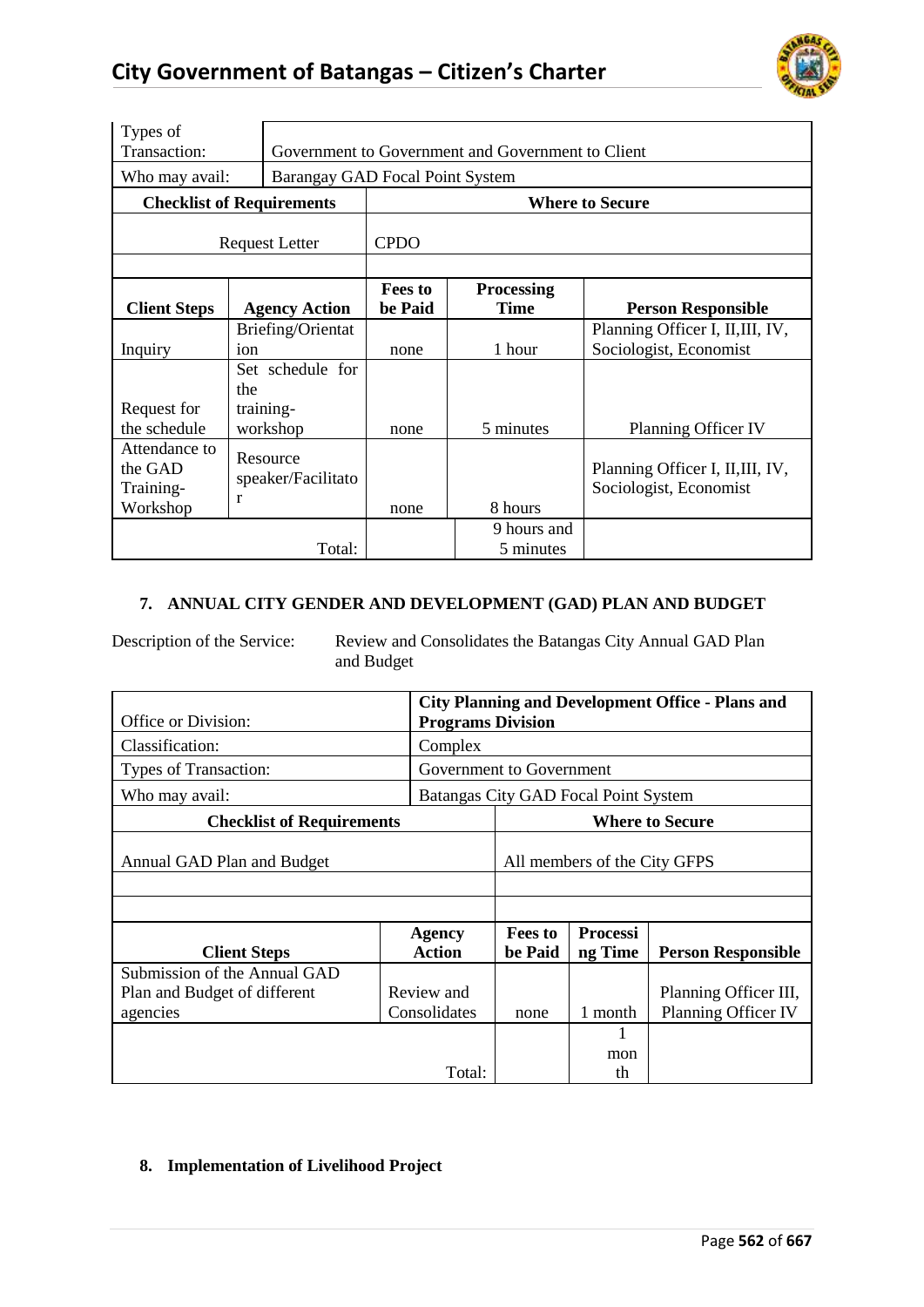| Types of Transaction: | Government to Government and Government to Client | | | |
|---|---|---|---|---|
| Who may avail: | Barangay GAD Focal Point System | | | |
| **Checklist of Requirements** | | **Where to Secure** | | |
| Request Letter | | CPDO | | |
| | | | | |
| **Client Steps** | **Agency Action** | **Fees to be Paid** | **Processing Time** | **Person Responsible** |
| Inquiry | Briefing/Orientation | none | 1 hour | Planning Officer I, II,III, IV, Sociologist, Economist |
| Request for the schedule | Set schedule for the training-workshop | none | 5 minutes | Planning Officer IV |
| Attendance to the GAD Training-Workshop | Resource speaker/Facilitator | none | 8 hours | Planning Officer I, II,III, IV, Sociologist, Economist |
| | Total: | | 9 hours and 5 minutes | |

### 7. ANNUAL CITY GENDER AND DEVELOPMENT (GAD) PLAN AND BUDGET

Description of the Service: Review and Consolidates the Batangas City Annual GAD Plan and Budget

| Office or Division: | **City Planning and Development Office - Plans and Programs Division** | | | |
|---|---|---|---|---|
| Classification: | Complex | | | |
| Types of Transaction: | Government to Government | | | |
| Who may avail: | Batangas City GAD Focal Point System | | | |
| **Checklist of Requirements** | | **Where to Secure** | | |
| Annual GAD Plan and Budget | | All members of the City GFPS | | |
| | | | | |
| | | | | |
| **Client Steps** | **Agency Action** | **Fees to be Paid** | **Processing Time** | **Person Responsible** |
| Submission of the Annual GAD Plan and Budget of different agencies | Review and Consolidates | none | 1 month | Planning Officer III, Planning Officer IV |
| | Total: | | 1 month | |

### 8. Implementation of Livelihood Project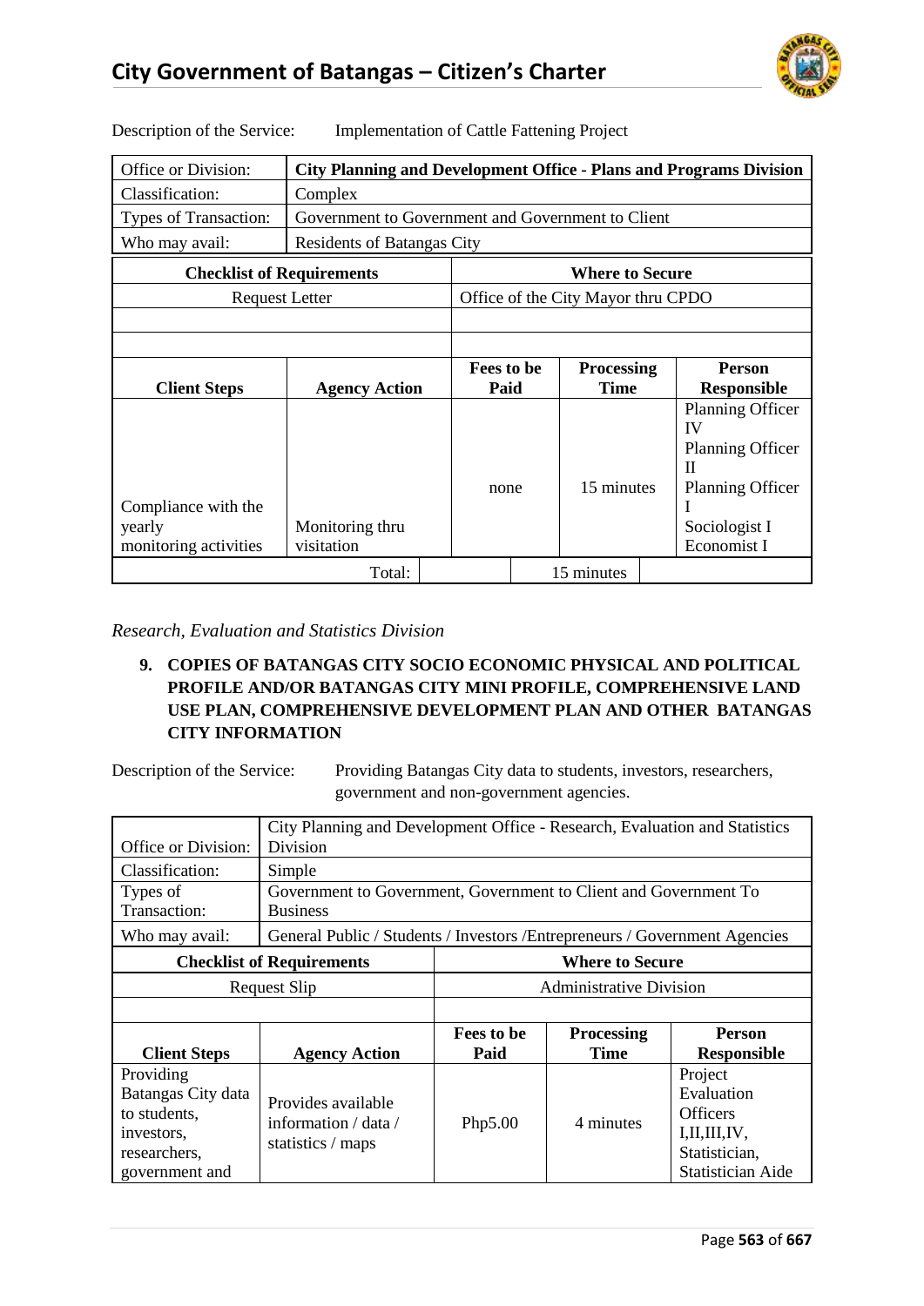Description of the Service: Implementation of Cattle Fattening Project

| Office or Division: | **City Planning and Development Office - Plans and Programs Division** |
|---|---|
| Classification: | Complex |
| Types of Transaction: | Government to Government and Government to Client |
| Who may avail: | Residents of Batangas City |

| **Checklist of Requirements** | **Where to Secure** |
|---|---|
| Request Letter | Office of the City Mayor thru CPDO |
| | |
| | |

| **Client Steps** | **Agency Action** | **Fees to be Paid** | **Processing Time** | **Person Responsible** |
|---|---|---|---|---|
| Compliance with the yearly monitoring activities | Monitoring thru visitation | none | 15 minutes | Planning Officer IV<br>Planning Officer II<br>Planning Officer I<br>Sociologist I<br>Economist I |
| | Total: | | 15 minutes | |

*Research, Evaluation and Statistics Division*

**9. COPIES OF BATANGAS CITY SOCIO ECONOMIC PHYSICAL AND POLITICAL PROFILE AND/OR BATANGAS CITY MINI PROFILE, COMPREHENSIVE LAND USE PLAN, COMPREHENSIVE DEVELOPMENT PLAN AND OTHER BATANGAS CITY INFORMATION**

Description of the Service: Providing Batangas City data to students, investors, researchers, government and non-government agencies.

| Office or Division: | City Planning and Development Office - Research, Evaluation and Statistics Division |
|---|---|
| Classification: | Simple |
| Types of Transaction: | Government to Government, Government to Client and Government To Business |
| Who may avail: | General Public / Students / Investors /Entrepreneurs / Government Agencies |

| **Checklist of Requirements** | **Where to Secure** |
|---|---|
| Request Slip | Administrative Division |
| | |

| **Client Steps** | **Agency Action** | **Fees to be Paid** | **Processing Time** | **Person Responsible** |
|---|---|---|---|---|
| Providing Batangas City data to students, investors, researchers, government and | Provides available information / data / statistics / maps | Php5.00 | 4 minutes | Project Evaluation Officers I,II,III,IV, Statistician, Statistician Aide |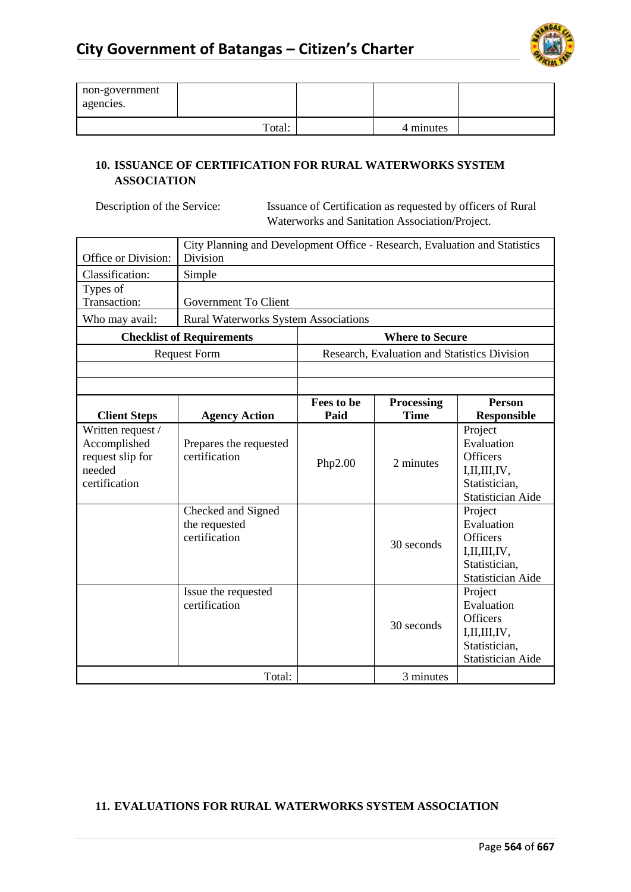| | | | | |
|---|---|---|---|---|
| non-government agencies. | | | | |
| | Total: | | 4 minutes | |

### 10. ISSUANCE OF CERTIFICATION FOR RURAL WATERWORKS SYSTEM ASSOCIATION

Description of the Service: Issuance of Certification as requested by officers of Rural Waterworks and Sanitation Association/Project.

| | |
|---|---|
| Office or Division: | City Planning and Development Office - Research, Evaluation and Statistics Division |
| Classification: | Simple |
| Types of Transaction: | Government To Client |
| Who may avail: | Rural Waterworks System Associations |

| Checklist of Requirements | Where to Secure |
|---|---|
| Request Form | Research, Evaluation and Statistics Division |
| | |
| | |

| Client Steps | Agency Action | Fees to be Paid | Processing Time | Person Responsible |
|---|---|---|---|---|
| Written request / Accomplished request slip for needed certification | Prepares the requested certification | Php2.00 | 2 minutes | Project Evaluation Officers I,II,III,IV, Statistician, Statistician Aide |
| | Checked and Signed the requested certification | | 30 seconds | Project Evaluation Officers I,II,III,IV, Statistician, Statistician Aide |
| | Issue the requested certification | | 30 seconds | Project Evaluation Officers I,II,III,IV, Statistician, Statistician Aide |
| | Total: | | 3 minutes | |

### 11. EVALUATIONS FOR RURAL WATERWORKS SYSTEM ASSOCIATION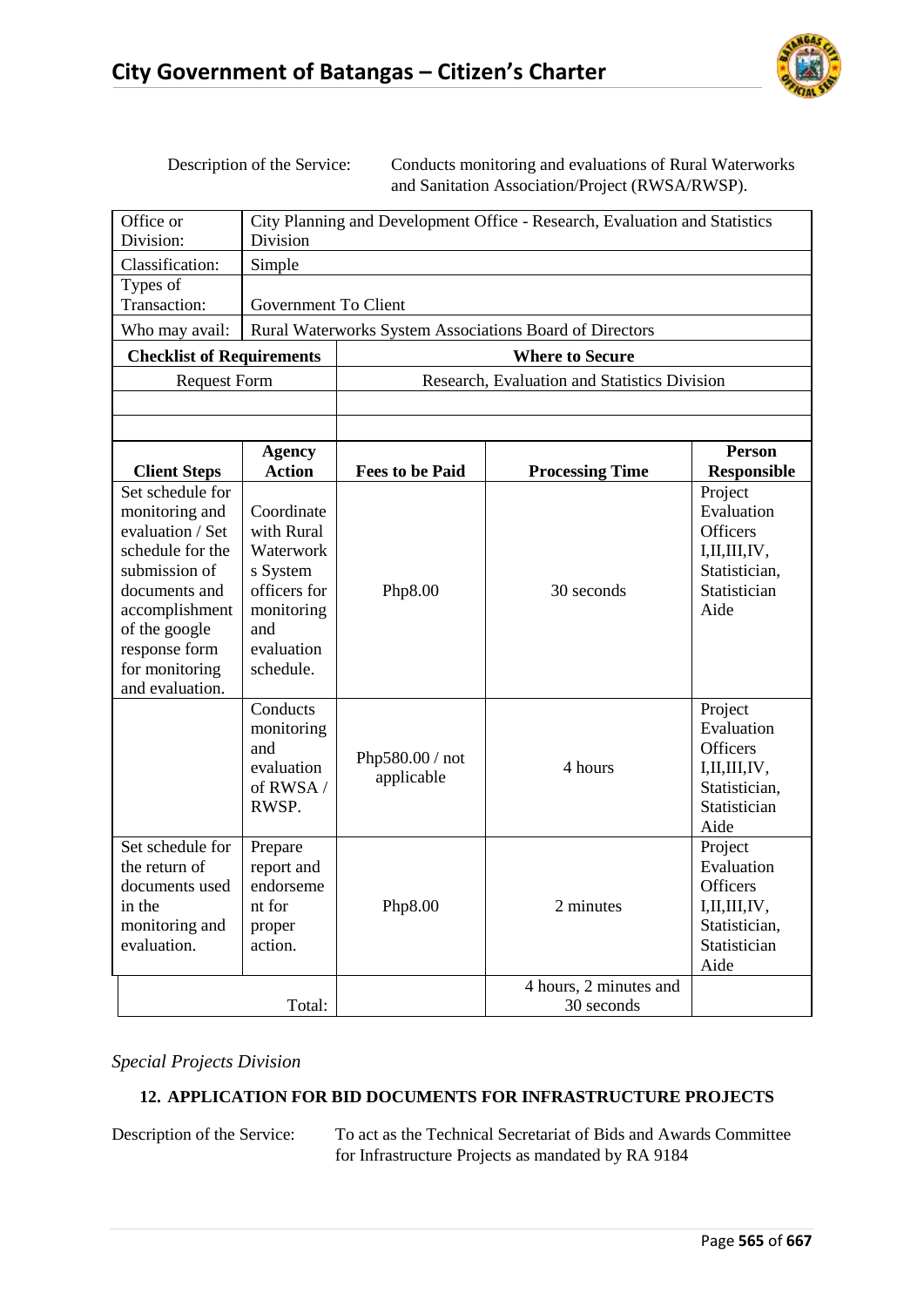Description of the Service: Conducts monitoring and evaluations of Rural Waterworks and Sanitation Association/Project (RWSA/RWSP).

| Office or Division: | City Planning and Development Office - Research, Evaluation and Statistics Division |
|---|---|
| Classification: | Simple |
| Types of Transaction: | Government To Client |
| Who may avail: | Rural Waterworks System Associations Board of Directors |

| Checklist of Requirements | Where to Secure |
|---|---|
| Request Form | Research, Evaluation and Statistics Division |
| | |
| | |

| Client Steps | Agency Action | Fees to be Paid | Processing Time | Person Responsible |
|---|---|---|---|---|
| Set schedule for monitoring and evaluation / Set schedule for the submission of documents and accomplishment of the google response form for monitoring and evaluation. | Coordinate with Rural Waterworks System officers for monitoring and evaluation schedule. | Php8.00 | 30 seconds | Project Evaluation Officers I,II,III,IV, Statistician, Statistician Aide |
| | Conducts monitoring and evaluation of RWSA / RWSP. | Php580.00 / not applicable | 4 hours | Project Evaluation Officers I,II,III,IV, Statistician, Statistician Aide |
| Set schedule for the return of documents used in the monitoring and evaluation. | Prepare report and endorsement for proper action. | Php8.00 | 2 minutes | Project Evaluation Officers I,II,III,IV, Statistician, Statistician Aide |
| Total: | | | 4 hours, 2 minutes and 30 seconds | |

*Special Projects Division*

### 12. APPLICATION FOR BID DOCUMENTS FOR INFRASTRUCTURE PROJECTS

Description of the Service: To act as the Technical Secretariat of Bids and Awards Committee for Infrastructure Projects as mandated by RA 9184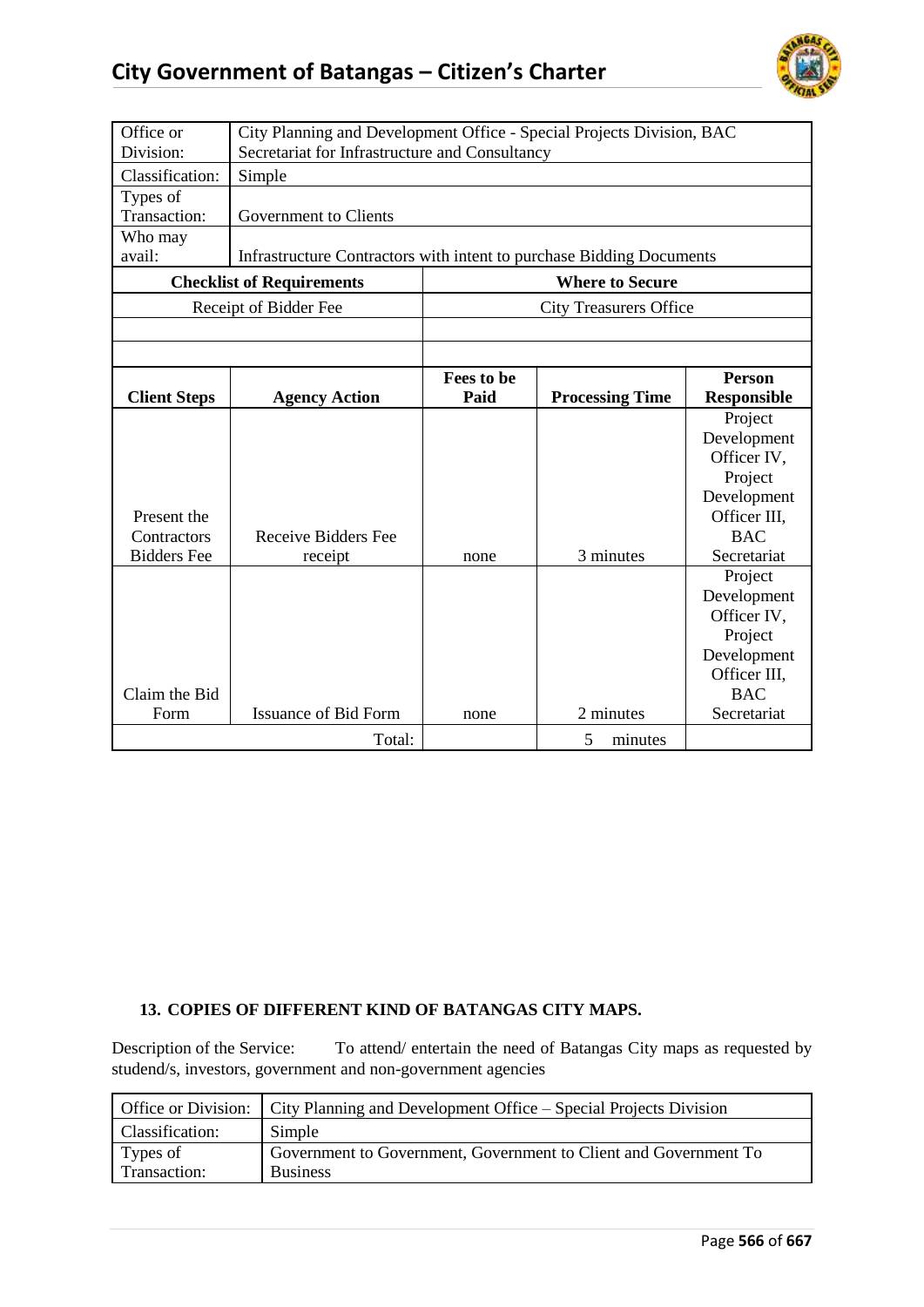| Office or Division: | City Planning and Development Office - Special Projects Division, BAC Secretariat for Infrastructure and Consultancy | | | |
|---|---|---|---|---|
| Classification: | Simple | | | |
| Types of Transaction: | Government to Clients | | | |
| Who may avail: | Infrastructure Contractors with intent to purchase Bidding Documents | | | |
| **Checklist of Requirements** | | **Where to Secure** | | |
| Receipt of Bidder Fee | | City Treasurers Office | | |
| | | | | |
| | | | | |
| **Client Steps** | **Agency Action** | **Fees to be Paid** | **Processing Time** | **Person Responsible** |
| Present the Contractors Bidders Fee | Receive Bidders Fee receipt | none | 3 minutes | Project Development Officer IV, Project Development Officer III, BAC Secretariat |
| Claim the Bid Form | Issuance of Bid Form | none | 2 minutes | Project Development Officer IV, Project Development Officer III, BAC Secretariat |
| | Total: | | 5 minutes | |

**13. COPIES OF DIFFERENT KIND OF BATANGAS CITY MAPS.**

Description of the Service: To attend/ entertain the need of Batangas City maps as requested by studend/s, investors, government and non-government agencies

| Office or Division: | City Planning and Development Office – Special Projects Division |
|---|---|
| Classification: | Simple |
| Types of Transaction: | Government to Government, Government to Client and Government To Business |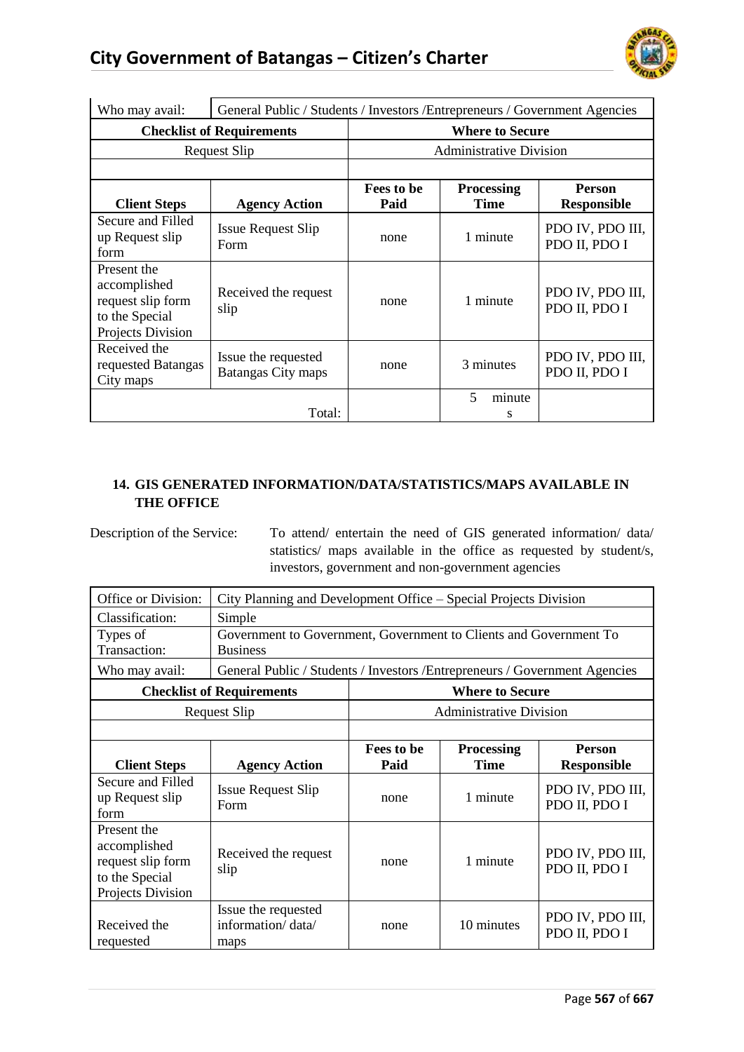| Who may avail: | General Public / Students / Investors /Entrepreneurs / Government Agencies | | | |
|---|---|---|---|---|
| **Checklist of Requirements** | | **Where to Secure** | | |
| Request Slip | | Administrative Division | | |
| | | | | |
| **Client Steps** | **Agency Action** | **Fees to be Paid** | **Processing Time** | **Person Responsible** |
| Secure and Filled up Request slip form | Issue Request Slip Form | none | 1 minute | PDO IV, PDO III, PDO II, PDO I |
| Present the accomplished request slip form to the Special Projects Division | Received the request slip | none | 1 minute | PDO IV, PDO III, PDO II, PDO I |
| Received the requested Batangas City maps | Issue the requested Batangas City maps | none | 3 minutes | PDO IV, PDO III, PDO II, PDO I |
| | Total: | | 5 minutes | |

**14. GIS GENERATED INFORMATION/DATA/STATISTICS/MAPS AVAILABLE IN THE OFFICE**

Description of the Service: To attend/ entertain the need of GIS generated information/ data/ statistics/ maps available in the office as requested by student/s, investors, government and non-government agencies

| Office or Division: | City Planning and Development Office – Special Projects Division | | | |
|---|---|---|---|---|
| Classification: | Simple | | | |
| Types of Transaction: | Government to Government, Government to Clients and Government To Business | | | |
| Who may avail: | General Public / Students / Investors /Entrepreneurs / Government Agencies | | | |
| **Checklist of Requirements** | | **Where to Secure** | | |
| Request Slip | | Administrative Division | | |
| | | | | |
| **Client Steps** | **Agency Action** | **Fees to be Paid** | **Processing Time** | **Person Responsible** |
| Secure and Filled up Request slip form | Issue Request Slip Form | none | 1 minute | PDO IV, PDO III, PDO II, PDO I |
| Present the accomplished request slip form to the Special Projects Division | Received the request slip | none | 1 minute | PDO IV, PDO III, PDO II, PDO I |
| Received the requested | Issue the requested information/ data/ maps | none | 10 minutes | PDO IV, PDO III, PDO II, PDO I |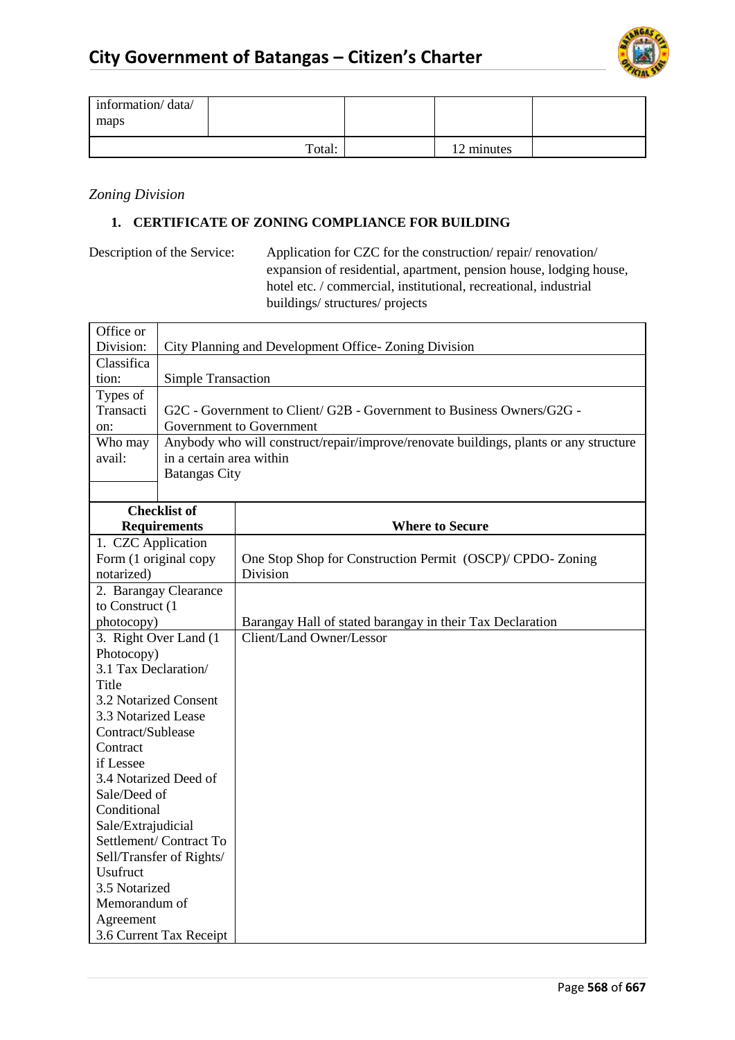| information/ data/ maps | | | | |
|---|---|---|---|---|
| | Total: | | 12 minutes | |

*Zoning Division*

**1. CERTIFICATE OF ZONING COMPLIANCE FOR BUILDING**

Description of the Service: Application for CZC for the construction/ repair/ renovation/ expansion of residential, apartment, pension house, lodging house, hotel etc. / commercial, institutional, recreational, industrial buildings/ structures/ projects

| | |
|---|---|
| Office or Division: | City Planning and Development Office- Zoning Division |
| Classification: | Simple Transaction |
| Types of Transaction: | G2C - Government to Client/ G2B - Government to Business Owners/G2G - Government to Government |
| Who may avail: | Anybody who will construct/repair/improve/renovate buildings, plants or any structure in a certain area within Batangas City |

| Checklist of Requirements | Where to Secure |
|---|---|
| 1. CZC Application Form (1 original copy notarized) | One Stop Shop for Construction Permit (OSCP)/ CPDO- Zoning Division |
| 2. Barangay Clearance to Construct (1 photocopy) | Barangay Hall of stated barangay in their Tax Declaration |
| 3. Right Over Land (1 Photocopy)<br>3.1 Tax Declaration/ Title<br>3.2 Notarized Consent<br>3.3 Notarized Lease Contract/Sublease Contract if Lessee<br>3.4 Notarized Deed of Sale/Deed of Conditional Sale/Extrajudicial Settlement/ Contract To Sell/Transfer of Rights/ Usufruct<br>3.5 Notarized Memorandum of Agreement<br>3.6 Current Tax Receipt | Client/Land Owner/Lessor |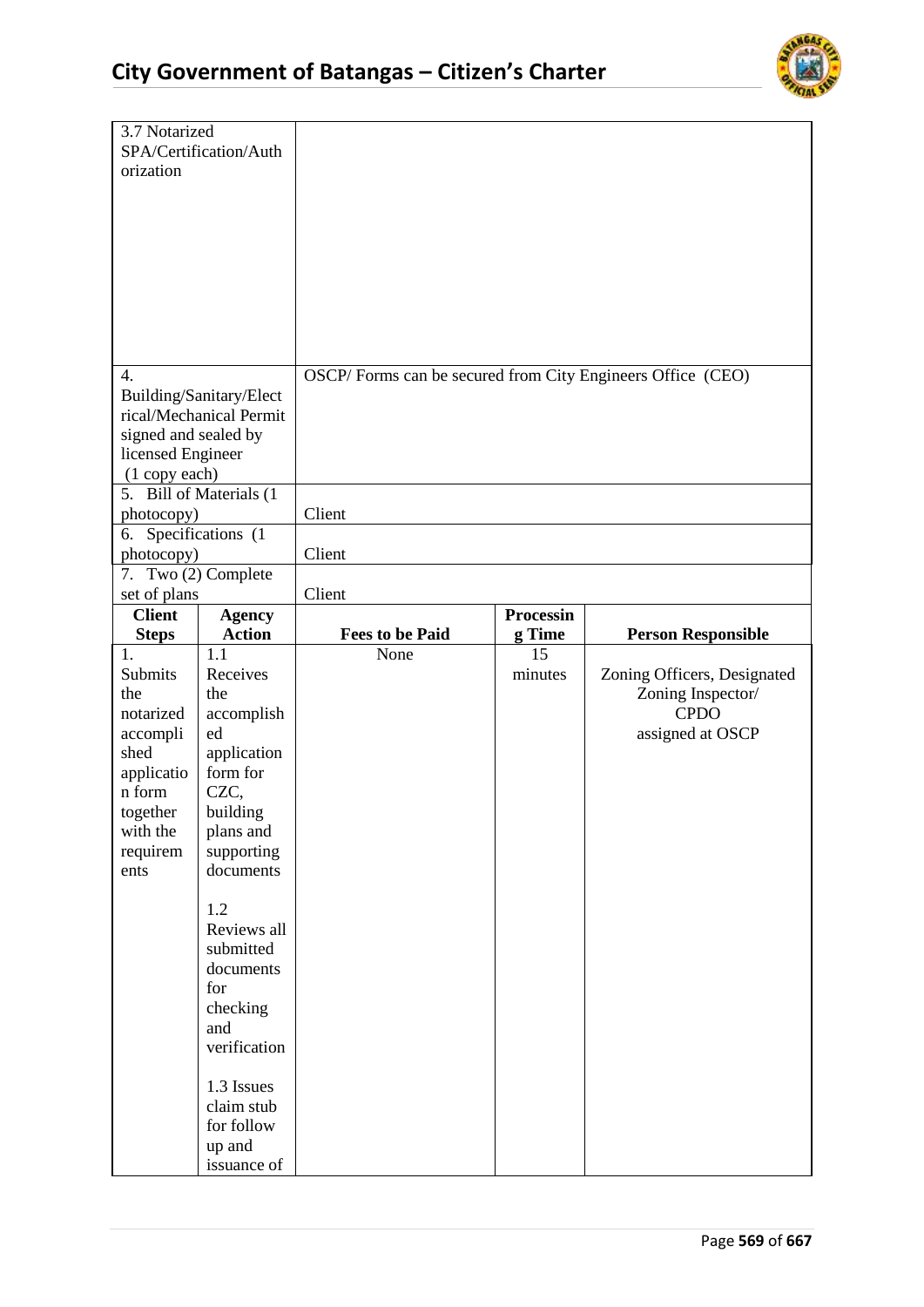| | |
|---|---|
| 3.7 Notarized SPA/Certification/Authorization | |
| 4. Building/Sanitary/Electrical/Mechanical Permit signed and sealed by licensed Engineer (1 copy each) | OSCP/ Forms can be secured from City Engineers Office (CEO) |
| 5. Bill of Materials (1 photocopy) | Client |
| 6. Specifications (1 photocopy) | Client |
| 7. Two (2) Complete set of plans | Client |

| Client Steps | Agency Action | Fees to be Paid | Processing Time | Person Responsible |
|---|---|---|---|---|
| 1. Submits the notarized accomplished application form together with the requirements | 1.1 Receives the accomplished application form for CZC, building plans and supporting documents<br><br>1.2 Reviews all submitted documents for checking and verification<br><br>1.3 Issues claim stub for follow up and issuance of | None | 15 minutes | Zoning Officers, Designated Zoning Inspector/ CPDO assigned at OSCP |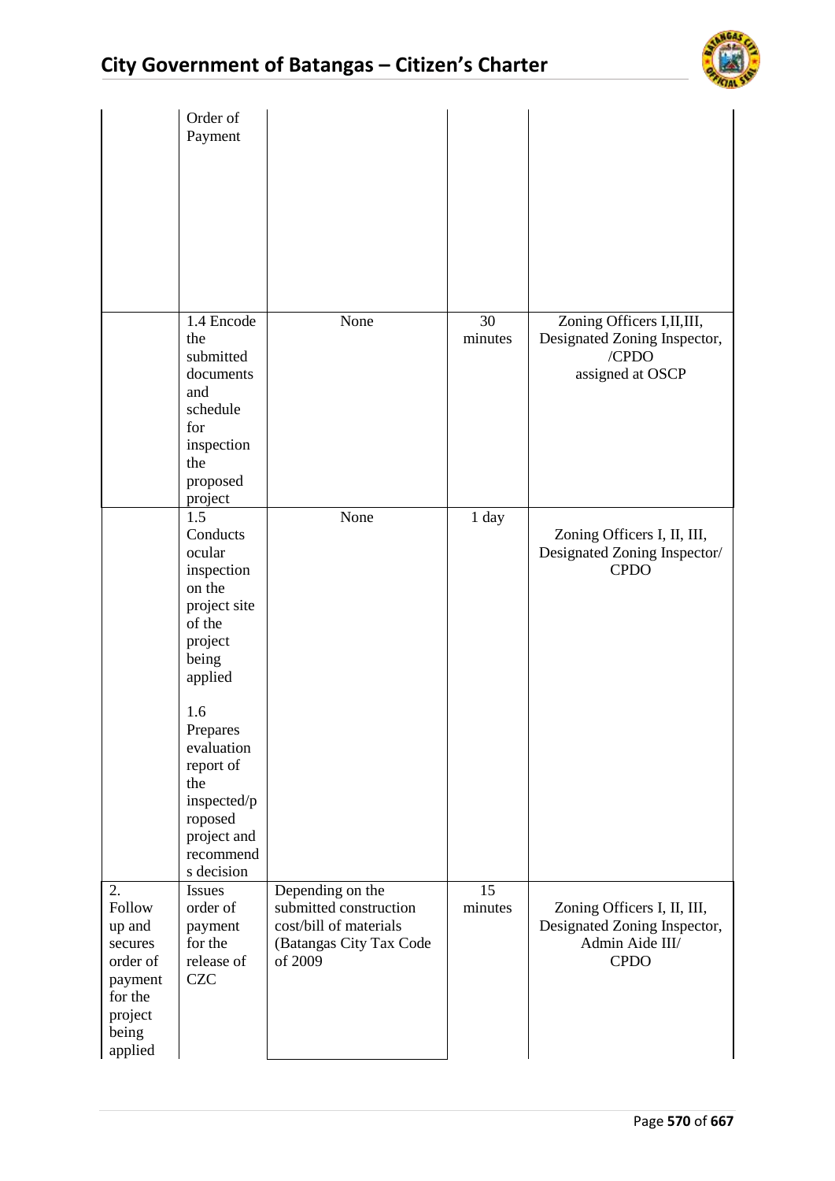| | | | | |
|---|---|---|---|---|
| | Order of Payment | | | |
| | 1.4 Encode the submitted documents and schedule for inspection the proposed project | None | 30 minutes | Zoning Officers I,II,III, Designated Zoning Inspector, /CPDO assigned at OSCP |
| | 1.5 Conducts ocular inspection on the project site of the project being applied<br><br>1.6 Prepares evaluation report of the inspected/proposed project and recommends decision | None | 1 day | Zoning Officers I, II, III, Designated Zoning Inspector/ CPDO |
| 2. Follow up and secures order of payment for the project being applied | Issues order of payment for the release of CZC | Depending on the submitted construction cost/bill of materials (Batangas City Tax Code of 2009 | 15 minutes | Zoning Officers I, II, III, Designated Zoning Inspector, Admin Aide III/ CPDO |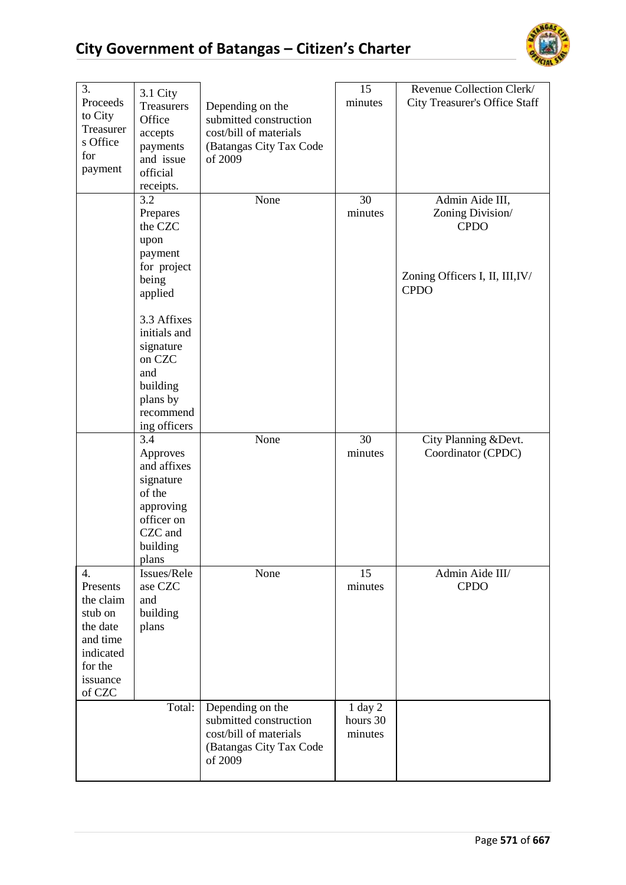| 3. Proceeds to City Treasurers Office for payment | 3.1 City Treasurers Office accepts payments and issue official receipts. | Depending on the submitted construction cost/bill of materials (Batangas City Tax Code of 2009 | 15 minutes | Revenue Collection Clerk/ City Treasurer's Office Staff |
|---|---|---|---|---|
| | 3.2 Prepares the CZC upon payment for project being applied<br><br>3.3 Affixes initials and signature on CZC and building plans by recommending officers | None | 30 minutes | Admin Aide III, Zoning Division/ CPDO<br><br>Zoning Officers I, II, III,IV/ CPDO |
| | 3.4 Approves and affixes signature of the approving officer on CZC and building plans | None | 30 minutes | City Planning &Devt. Coordinator (CPDC) |
| 4. Presents the claim stub on the date and time indicated for the issuance of CZC | Issues/Release CZC and building plans | None | 15 minutes | Admin Aide III/ CPDO |
| | Total: | Depending on the submitted construction cost/bill of materials (Batangas City Tax Code of 2009 | 1 day 2 hours 30 minutes | |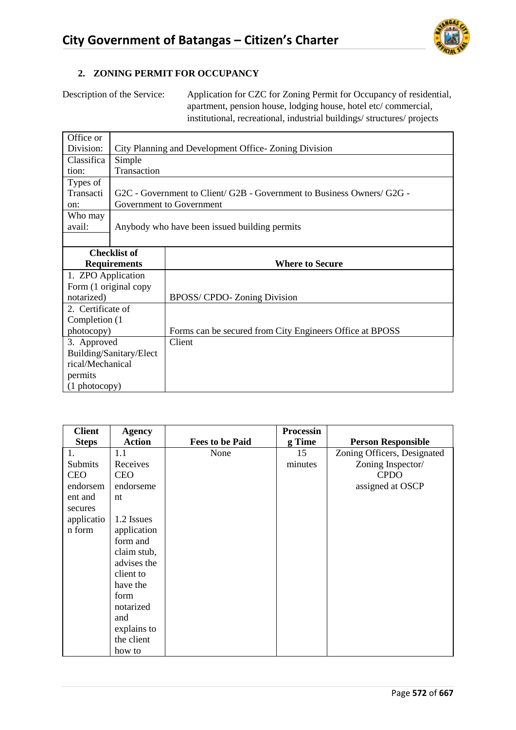## 2. ZONING PERMIT FOR OCCUPANCY

Description of the Service: Application for CZC for Zoning Permit for Occupancy of residential, apartment, pension house, lodging house, hotel etc/ commercial, institutional, recreational, industrial buildings/ structures/ projects

| | |
|---|---|
| Office or Division: | City Planning and Development Office- Zoning Division |
| Classification: | Simple Transaction |
| Types of Transaction: | G2C - Government to Client/ G2B - Government to Business Owners/ G2G - Government to Government |
| Who may avail: | Anybody who have been issued building permits |

| Checklist of Requirements | Where to Secure |
|---|---|
| 1. ZPO Application Form (1 original copy notarized) | BPOSS/ CPDO- Zoning Division |
| 2. Certificate of Completion (1 photocopy) | Forms can be secured from City Engineers Office at BPOSS |
| 3. Approved Building/Sanitary/Electrical/Mechanical permits (1 photocopy) | Client |

| Client Steps | Agency Action | Fees to be Paid | Processing Time | Person Responsible |
|---|---|---|---|---|
| 1. Submits CEO endorsement and secures application form | 1.1 Receives CEO endorsement<br><br>1.2 Issues application form and claim stub, advises the client to have the form notarized and explains to the client how to | None | 15 minutes | Zoning Officers, Designated Zoning Inspector/ CPDO assigned at OSCP |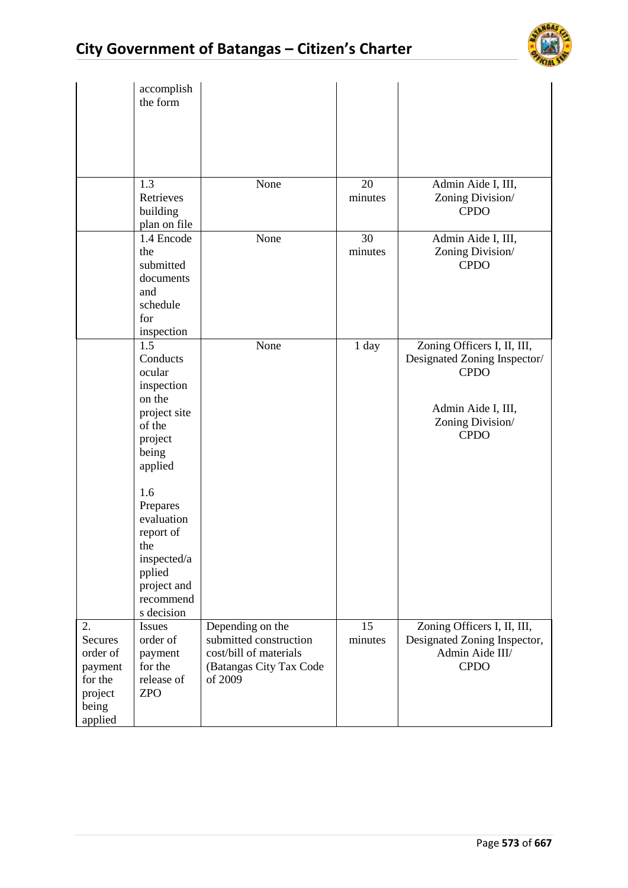| | | | | |
|---|---|---|---|---|
| | accomplish the form | | | |
| | 1.3 Retrieves building plan on file | None | 20 minutes | Admin Aide I, III, Zoning Division/ CPDO |
| | 1.4 Encode the submitted documents and schedule for inspection | None | 30 minutes | Admin Aide I, III, Zoning Division/ CPDO |
| | 1.5 Conducts ocular inspection on the project site of the project being applied<br><br>1.6 Prepares evaluation report of the inspected/applied project and recommends decision | None | 1 day | Zoning Officers I, II, III, Designated Zoning Inspector/ CPDO<br><br>Admin Aide I, III, Zoning Division/ CPDO |
| 2. Secures order of payment for the project being applied | Issues order of payment for the release of ZPO | Depending on the submitted construction cost/bill of materials (Batangas City Tax Code of 2009 | 15 minutes | Zoning Officers I, II, III, Designated Zoning Inspector, Admin Aide III/ CPDO |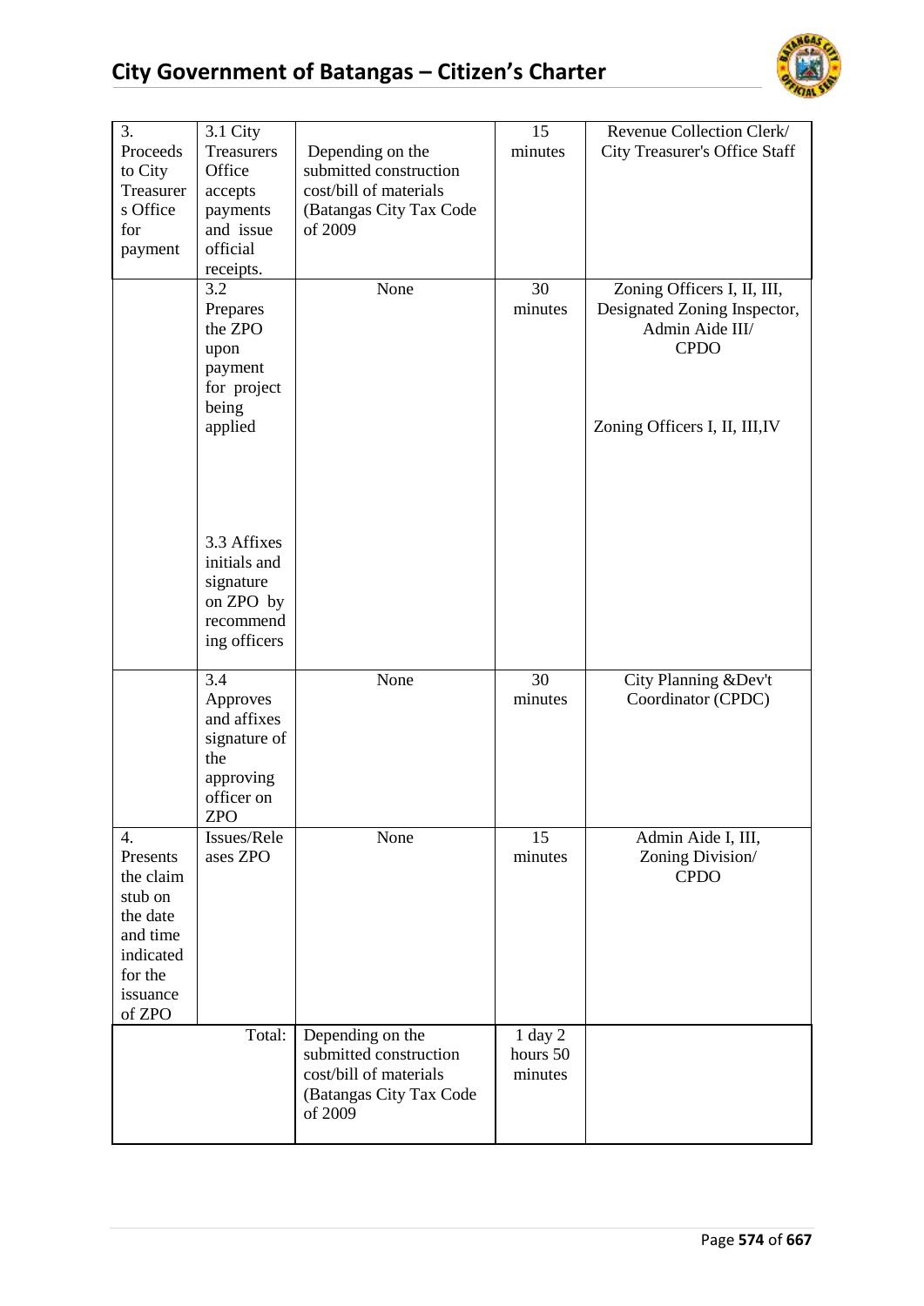| 3. Proceeds to City Treasurers Office for payment | 3.1 City Treasurers Office accepts payments and issue official receipts. | Depending on the submitted construction cost/bill of materials (Batangas City Tax Code of 2009 | 15 minutes | Revenue Collection Clerk/ City Treasurer's Office Staff |
|---|---|---|---|---|
| | 3.2 Prepares the ZPO upon payment for project being applied<br><br>3.3 Affixes initials and signature on ZPO by recommending officers | None | 30 minutes | Zoning Officers I, II, III, Designated Zoning Inspector, Admin Aide III/ CPDO<br><br>Zoning Officers I, II, III,IV |
| | 3.4 Approves and affixes signature of the approving officer on ZPO | None | 30 minutes | City Planning &Dev't Coordinator (CPDC) |
| 4. Presents the claim stub on the date and time indicated for the issuance of ZPO | Issues/Releases ZPO | None | 15 minutes | Admin Aide I, III, Zoning Division/ CPDO |
| | Total: | Depending on the submitted construction cost/bill of materials (Batangas City Tax Code of 2009 | 1 day 2 hours 50 minutes | |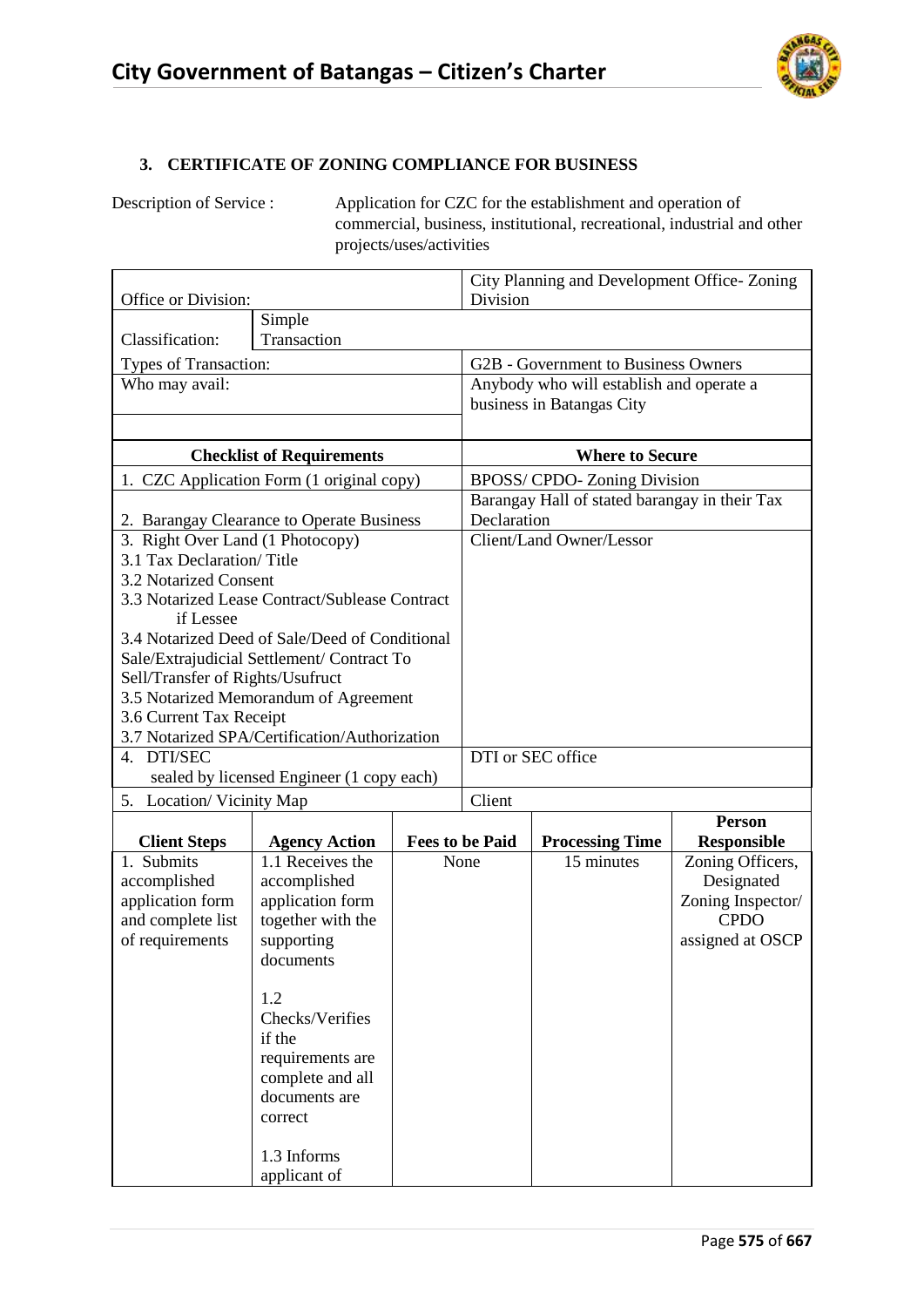### 3. CERTIFICATE OF ZONING COMPLIANCE FOR BUSINESS

Description of Service : Application for CZC for the establishment and operation of commercial, business, institutional, recreational, industrial and other projects/uses/activities

| Office or Division: | | City Planning and Development Office- Zoning Division | | |
|---|---|---|---|---|
| Classification: | Simple Transaction | | | |
| Types of Transaction: | | G2B - Government to Business Owners | | |
| Who may avail: | | Anybody who will establish and operate a business in Batangas City | | |
| **Checklist of Requirements** | | **Where to Secure** | | |
| 1. CZC Application Form (1 original copy) | | BPOSS/ CPDO- Zoning Division | | |
| 2. Barangay Clearance to Operate Business | | Barangay Hall of stated barangay in their Tax Declaration | | |
| 3. Right Over Land (1 Photocopy)<br>3.1 Tax Declaration/ Title<br>3.2 Notarized Consent<br>3.3 Notarized Lease Contract/Sublease Contract if Lessee<br>3.4 Notarized Deed of Sale/Deed of Conditional Sale/Extrajudicial Settlement/ Contract To Sell/Transfer of Rights/Usufruct<br>3.5 Notarized Memorandum of Agreement<br>3.6 Current Tax Receipt<br>3.7 Notarized SPA/Certification/Authorization | | Client/Land Owner/Lessor | | |
| 4. DTI/SEC<br>sealed by licensed Engineer (1 copy each) | | DTI or SEC office | | |
| 5. Location/ Vicinity Map | | Client | | |
| **Client Steps** | **Agency Action** | **Fees to be Paid** | **Processing Time** | **Person Responsible** |
| 1. Submits accomplished application form and complete list of requirements | 1.1 Receives the accomplished application form together with the supporting documents<br><br>1.2 Checks/Verifies if the requirements are complete and all documents are correct<br><br>1.3 Informs applicant of | None | 15 minutes | Zoning Officers, Designated Zoning Inspector/ CPDO assigned at OSCP |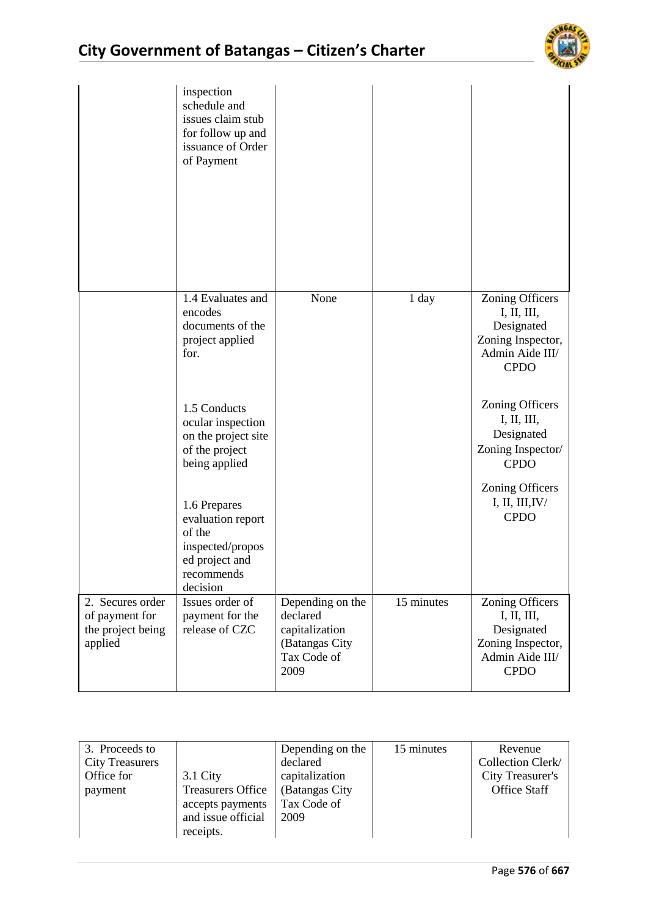| | | | | |
|---|---|---|---|---|
| | inspection schedule and issues claim stub for follow up and issuance of Order of Payment | | | |
| | 1.4 Evaluates and encodes documents of the project applied for.<br><br>1.5 Conducts ocular inspection on the project site of the project being applied<br><br>1.6 Prepares evaluation report of the inspected/proposed project and recommends decision | None | 1 day | Zoning Officers I, II, III, Designated Zoning Inspector, Admin Aide III/ CPDO<br><br>Zoning Officers I, II, III, Designated Zoning Inspector/ CPDO<br><br>Zoning Officers I, II, III,IV/ CPDO |
| 2. Secures order of payment for the project being applied | Issues order of payment for the release of CZC | Depending on the declared capitalization (Batangas City Tax Code of 2009 | 15 minutes | Zoning Officers I, II, III, Designated Zoning Inspector, Admin Aide III/ CPDO |

| | | | | |
|---|---|---|---|---|
| 3. Proceeds to City Treasurers Office for payment | 3.1 City Treasurers Office accepts payments and issue official receipts. | Depending on the declared capitalization (Batangas City Tax Code of 2009 | 15 minutes | Revenue Collection Clerk/ City Treasurer's Office Staff |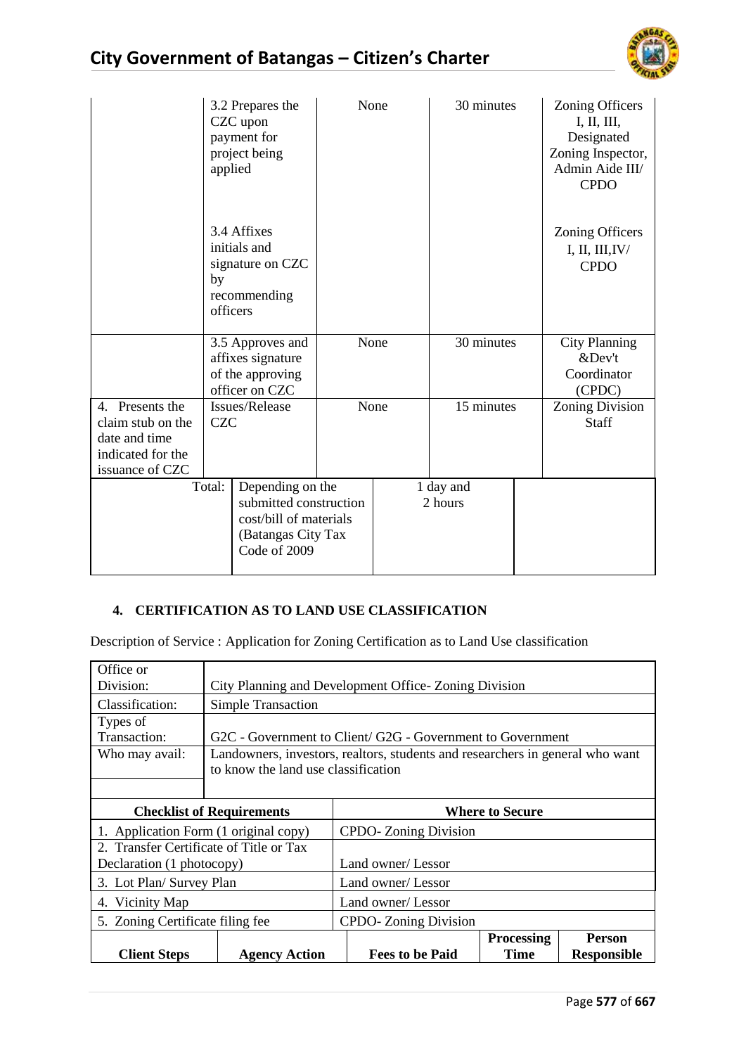| | | | | |
|---|---|---|---|---|
| | 3.2 Prepares the CZC upon payment for project being applied<br><br>3.4 Affixes initials and signature on CZC by recommending officers | None | 30 minutes | Zoning Officers I, II, III, Designated Zoning Inspector, Admin Aide III/ CPDO<br><br>Zoning Officers I, II, III,IV/ CPDO |
| | 3.5 Approves and affixes signature of the approving officer on CZC | None | 30 minutes | City Planning &Dev't Coordinator (CPDC) |
| 4. Presents the claim stub on the date and time indicated for the issuance of CZC | Issues/Release CZC | None | 15 minutes | Zoning Division Staff |
| Total: | | Depending on the submitted construction cost/bill of materials (Batangas City Tax Code of 2009 | 1 day and 2 hours | |

#### 4. CERTIFICATION AS TO LAND USE CLASSIFICATION

Description of Service : Application for Zoning Certification as to Land Use classification

| | |
|---|---|
| Office or Division: | City Planning and Development Office- Zoning Division |
| Classification: | Simple Transaction |
| Types of Transaction: | G2C - Government to Client/ G2G - Government to Government |
| Who may avail: | Landowners, investors, realtors, students and researchers in general who want to know the land use classification |

| Checklist of Requirements | Where to Secure |
|---|---|
| 1. Application Form (1 original copy) | CPDO- Zoning Division |
| 2. Transfer Certificate of Title or Tax Declaration (1 photocopy) | Land owner/ Lessor |
| 3. Lot Plan/ Survey Plan | Land owner/ Lessor |
| 4. Vicinity Map | Land owner/ Lessor |
| 5. Zoning Certificate filing fee | CPDO- Zoning Division |

| Client Steps | Agency Action | Fees to be Paid | Processing Time | Person Responsible |
|---|---|---|---|---|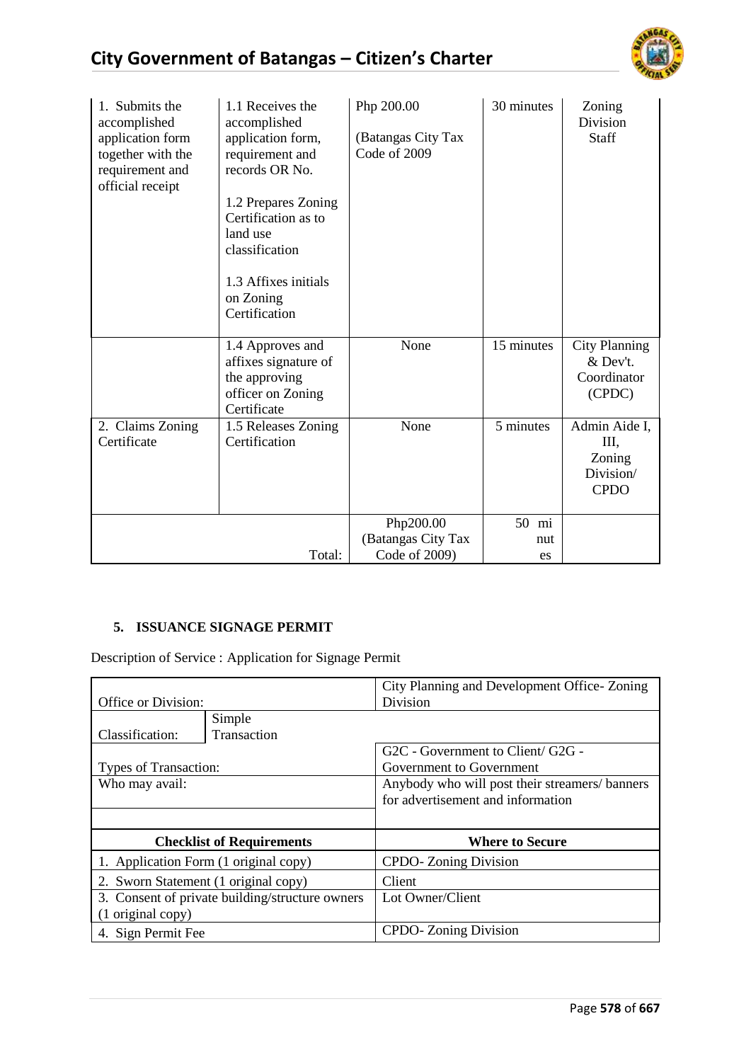| | | | | |
|---|---|---|---|---|
| 1. Submits the accomplished application form together with the requirement and official receipt | 1.1 Receives the accomplished application form, requirement and records OR No.<br><br>1.2 Prepares Zoning Certification as to land use classification<br><br>1.3 Affixes initials on Zoning Certification | Php 200.00<br><br>(Batangas City Tax Code of 2009 | 30 minutes | Zoning Division Staff |
| | 1.4 Approves and affixes signature of the approving officer on Zoning Certificate | None | 15 minutes | City Planning & Dev't. Coordinator (CPDC) |
| 2. Claims Zoning Certificate | 1.5 Releases Zoning Certification | None | 5 minutes | Admin Aide I, III, Zoning Division/ CPDO |
| | Total: | Php200.00 (Batangas City Tax Code of 2009) | 50 minutes | |

### 5. ISSUANCE SIGNAGE PERMIT

Description of Service : Application for Signage Permit

| | | |
|---|---|---|
| Office or Division: | | City Planning and Development Office- Zoning Division |
| Classification: | Simple Transaction | |
| Types of Transaction: | | G2C - Government to Client/ G2G - Government to Government |
| Who may avail: | | Anybody who will post their streamers/ banners for advertisement and information |
| | | |
| **Checklist of Requirements** | | **Where to Secure** |
| 1. Application Form (1 original copy) | | CPDO- Zoning Division |
| 2. Sworn Statement (1 original copy) | | Client |
| 3. Consent of private building/structure owners (1 original copy) | | Lot Owner/Client |
| 4. Sign Permit Fee | | CPDO- Zoning Division |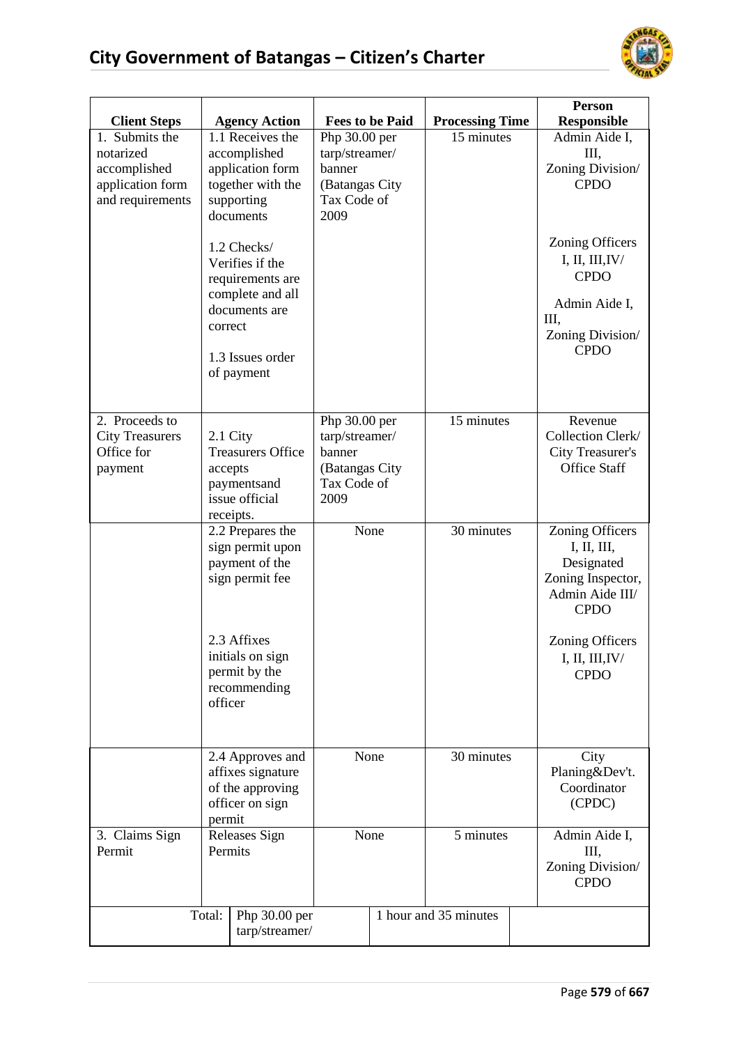| Client Steps | Agency Action | Fees to be Paid | Processing Time | Person Responsible |
|---|---|---|---|---|
| 1. Submits the notarized accomplished application form and requirements | 1.1 Receives the accomplished application form together with the supporting documents<br><br>1.2 Checks/ Verifies if the requirements are complete and all documents are correct<br><br>1.3 Issues order of payment | Php 30.00 per tarp/streamer/ banner (Batangas City Tax Code of 2009 | 15 minutes | Admin Aide I, III, Zoning Division/ CPDO<br><br>Zoning Officers I, II, III,IV/ CPDO<br><br>Admin Aide I, III, Zoning Division/ CPDO |
| 2. Proceeds to City Treasurers Office for payment | 2.1 City Treasurers Office accepts paymentsand issue official receipts. | Php 30.00 per tarp/streamer/ banner (Batangas City Tax Code of 2009 | 15 minutes | Revenue Collection Clerk/ City Treasurer's Office Staff |
| | 2.2 Prepares the sign permit upon payment of the sign permit fee<br><br>2.3 Affixes initials on sign permit by the recommending officer | None | 30 minutes | Zoning Officers I, II, III, Designated Zoning Inspector, Admin Aide III/ CPDO<br><br>Zoning Officers I, II, III,IV/ CPDO |
| | 2.4 Approves and affixes signature of the approving officer on sign permit | None | 30 minutes | City Planing&Dev't. Coordinator (CPDC) |
| 3. Claims Sign Permit | Releases Sign Permits | None | 5 minutes | Admin Aide I, III, Zoning Division/ CPDO |
| | Total: | Php 30.00 per tarp/streamer/ | 1 hour and 35 minutes | |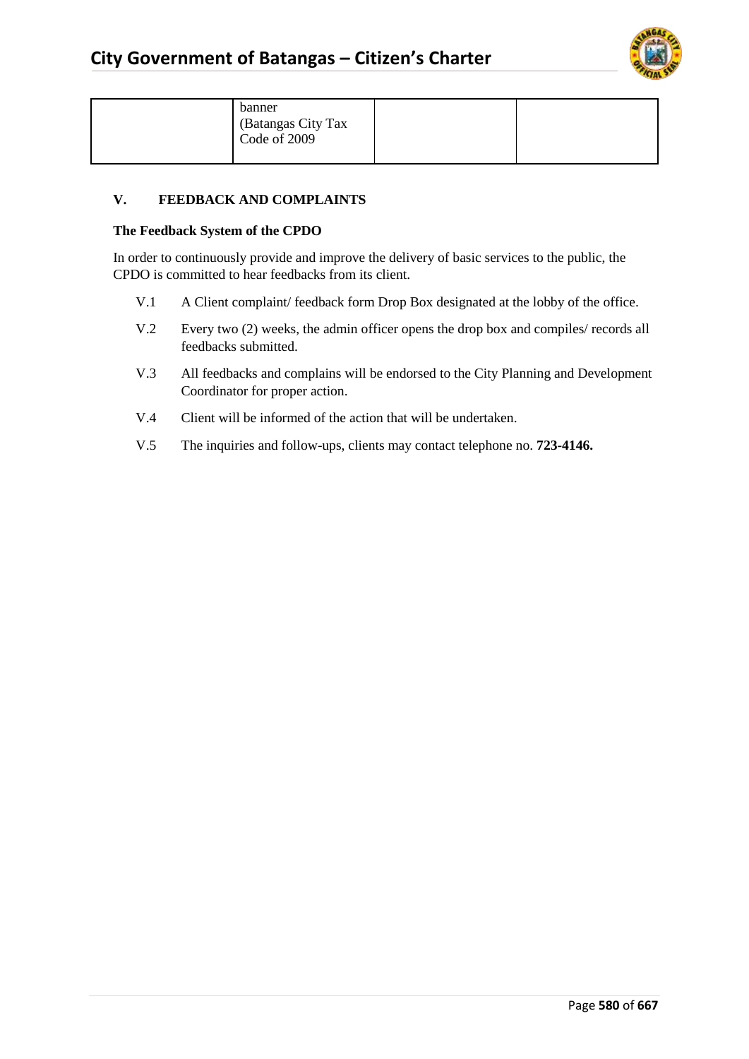| | | | |
|---|---|---|---|
| | banner (Batangas City Tax Code of 2009 | | |

## V. FEEDBACK AND COMPLAINTS

**The Feedback System of the CPDO**

In order to continuously provide and improve the delivery of basic services to the public, the CPDO is committed to hear feedbacks from its client.

V.1 A Client complaint/ feedback form Drop Box designated at the lobby of the office.

V.2 Every two (2) weeks, the admin officer opens the drop box and compiles/ records all feedbacks submitted.

V.3 All feedbacks and complains will be endorsed to the City Planning and Development Coordinator for proper action.

V.4 Client will be informed of the action that will be undertaken.

V.5 The inquiries and follow-ups, clients may contact telephone no. **723-4146.**